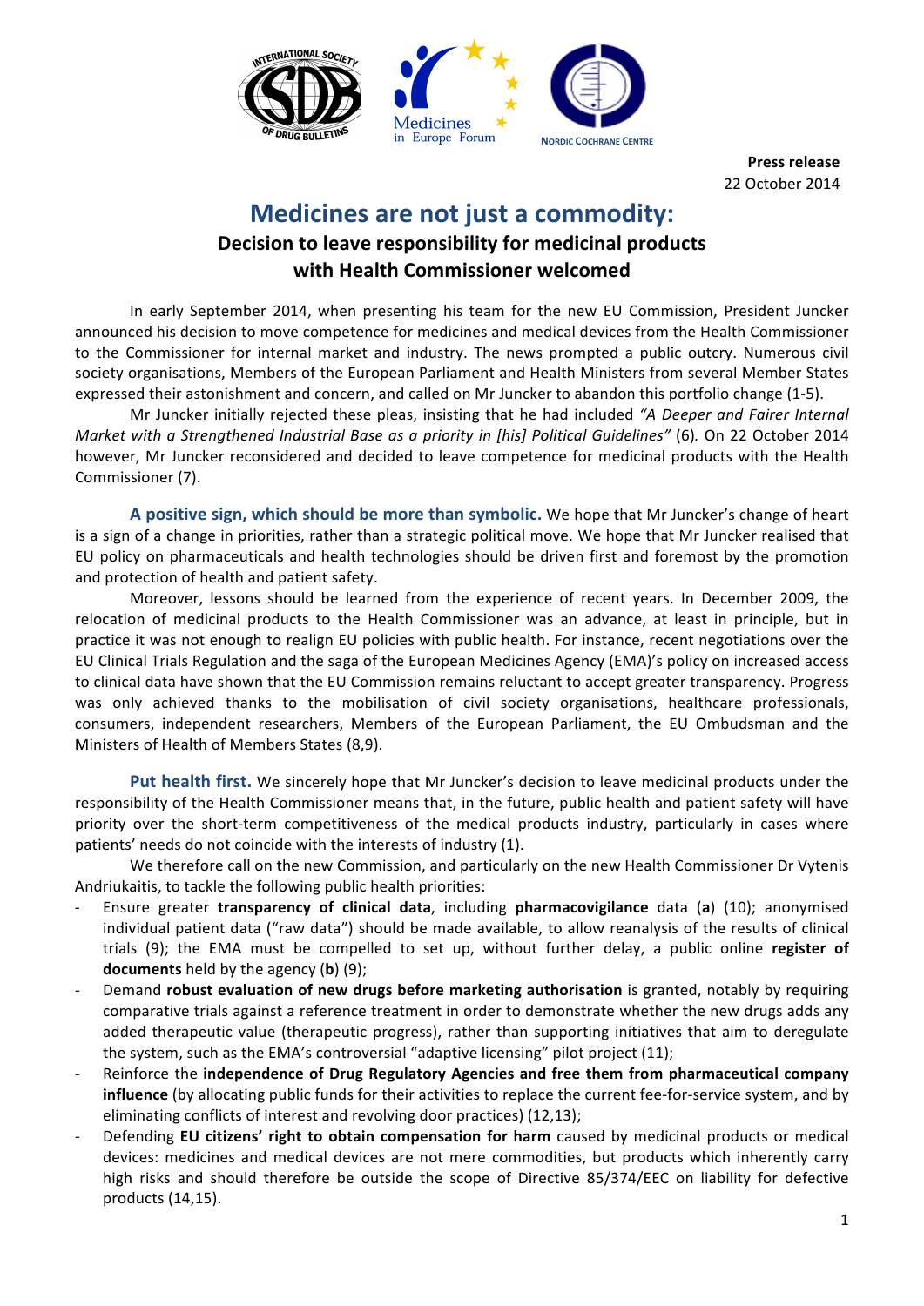Press release
22 October 2014

# Medicines are not just a commodity:

## Decision to leave responsibility for medicinal products with Health Commissioner welcomed

In early September 2014, when presenting his team for the new EU Commission, President Juncker announced his decision to move competence for medicines and medical devices from the Health Commissioner to the Commissioner for internal market and industry. The news prompted a public outcry. Numerous civil society organisations, Members of the European Parliament and Health Ministers from several Member States expressed their astonishment and concern, and called on Mr Juncker to abandon this portfolio change (1-5).

Mr Juncker initially rejected these pleas, insisting that he had included *"A Deeper and Fairer Internal Market with a Strengthened Industrial Base as a priority in [his] Political Guidelines"* (6). On 22 October 2014 however, Mr Juncker reconsidered and decided to leave competence for medicinal products with the Health Commissioner (7).

**A positive sign, which should be more than symbolic.** We hope that Mr Juncker's change of heart is a sign of a change in priorities, rather than a strategic political move. We hope that Mr Juncker realised that EU policy on pharmaceuticals and health technologies should be driven first and foremost by the promotion and protection of health and patient safety.

Moreover, lessons should be learned from the experience of recent years. In December 2009, the relocation of medicinal products to the Health Commissioner was an advance, at least in principle, but in practice it was not enough to realign EU policies with public health. For instance, recent negotiations over the EU Clinical Trials Regulation and the saga of the European Medicines Agency (EMA)'s policy on increased access to clinical data have shown that the EU Commission remains reluctant to accept greater transparency. Progress was only achieved thanks to the mobilisation of civil society organisations, healthcare professionals, consumers, independent researchers, Members of the European Parliament, the EU Ombudsman and the Ministers of Health of Members States (8,9).

**Put health first.** We sincerely hope that Mr Juncker's decision to leave medicinal products under the responsibility of the Health Commissioner means that, in the future, public health and patient safety will have priority over the short-term competitiveness of the medical products industry, particularly in cases where patients' needs do not coincide with the interests of industry (1).

We therefore call on the new Commission, and particularly on the new Health Commissioner Dr Vytenis Andriukaitis, to tackle the following public health priorities:

- Ensure greater **transparency of clinical data**, including **pharmacovigilance** data (**a**) (10); anonymised individual patient data ("raw data") should be made available, to allow reanalysis of the results of clinical trials (9); the EMA must be compelled to set up, without further delay, a public online **register of documents** held by the agency (**b**) (9);
- Demand **robust evaluation of new drugs before marketing authorisation** is granted, notably by requiring comparative trials against a reference treatment in order to demonstrate whether the new drugs adds any added therapeutic value (therapeutic progress), rather than supporting initiatives that aim to deregulate the system, such as the EMA's controversial "adaptive licensing" pilot project (11);
- Reinforce the **independence of Drug Regulatory Agencies and free them from pharmaceutical company influence** (by allocating public funds for their activities to replace the current fee-for-service system, and by eliminating conflicts of interest and revolving door practices) (12,13);
- Defending **EU citizens' right to obtain compensation for harm** caused by medicinal products or medical devices: medicines and medical devices are not mere commodities, but products which inherently carry high risks and should therefore be outside the scope of Directive 85/374/EEC on liability for defective products (14,15).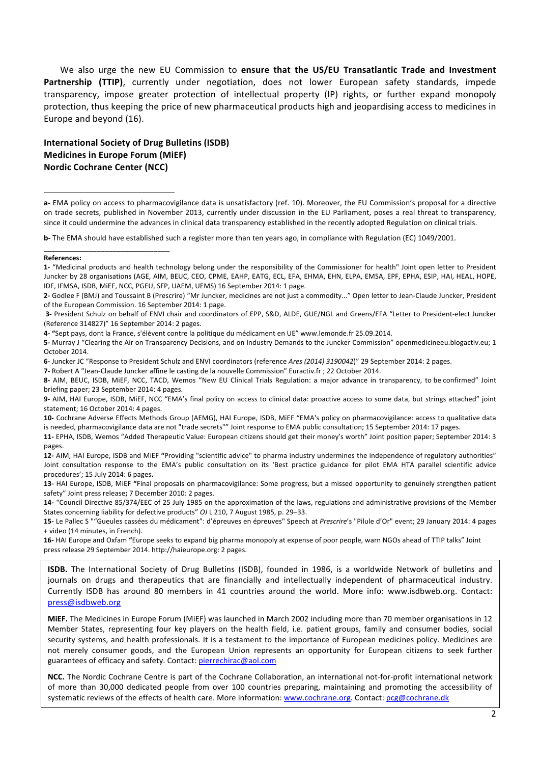We also urge the new EU Commission to **ensure that the US/EU Transatlantic Trade and Investment Partnership (TTIP)**, currently under negotiation, does not lower European safety standards, impede transparency, impose greater protection of intellectual property (IP) rights, or further expand monopoly protection, thus keeping the price of new pharmaceutical products high and jeopardising access to medicines in Europe and beyond (16).

**International Society of Drug Bulletins (ISDB)**
**Medicines in Europe Forum (MiEF)**
**Nordic Cochrane Center (NCC)**

---

**a-** EMA policy on access to pharmacovigilance data is unsatisfactory (ref. 10). Moreover, the EU Commission's proposal for a directive on trade secrets, published in November 2013, currently under discussion in the EU Parliament, poses a real threat to transparency, since it could undermine the advances in clinical data transparency established in the recently adopted Regulation on clinical trials.

**b-** The EMA should have established such a register more than ten years ago, in compliance with Regulation (EC) 1049/2001.

---

**References:**

**1-** "Medicinal products and health technology belong under the responsibility of the Commissioner for health" Joint open letter to President Juncker by 28 organisations (AGE, AIM, BEUC, CEO, CPME, EAHP, EATG, ECL, EFA, EHMA, EHN, ELPA, EMSA, EPF, EPHA, ESIP, HAI, HEAL, HOPE, IDF, IFMSA, ISDB, MiEF, NCC, PGEU, SFP, UAEM, UEMS) 16 September 2014: 1 page.

**2-** Godlee F (BMJ) and Toussaint B (Prescrire) "Mr Juncker, medicines are not just a commodity..." Open letter to Jean-Claude Juncker, President of the European Commission. 16 September 2014: 1 page.

**3-** President Schulz on behalf of ENVI chair and coordinators of EPP, S&D, ALDE, GUE/NGL and Greens/EFA "Letter to President-elect Juncker (Reference 314827)" 16 September 2014: 2 pages.

**4-** "Sept pays, dont la France, s'élèvent contre la politique du médicament en UE" www.lemonde.fr 25.09.2014.

**5-** Murray J "Clearing the Air on Transparency Decisions, and on Industry Demands to the Juncker Commission" openmedicineeu.blogactiv.eu; 1 October 2014.

**6-** Juncker JC "Response to President Schulz and ENVI coordinators (reference *Ares (2014) 3190042*)" 29 September 2014: 2 pages.

**7-** Robert A "Jean-Claude Juncker affine le casting de la nouvelle Commission" Euractiv.fr ; 22 October 2014.

**8-** AIM, BEUC, ISDB, MiEF, NCC, TACD, Wemos "New EU Clinical Trials Regulation: a major advance in transparency, to be confirmed" Joint briefing paper; 23 September 2014: 4 pages.

**9-** AIM, HAI Europe, ISDB, MiEF, NCC "EMA's final policy on access to clinical data: proactive access to some data, but strings attached" joint statement; 16 October 2014: 4 pages.

**10-** Cochrane Adverse Effects Methods Group (AEMG), HAI Europe, ISDB, MiEF "EMA's policy on pharmacovigilance: access to qualitative data is needed, pharmacovigilance data are not "trade secrets"" Joint response to EMA public consultation; 15 September 2014: 17 pages.

**11-** EPHA, ISDB, Wemos "Added Therapeutic Value: European citizens should get their money's worth" Joint position paper; September 2014: 3 pages.

**12-** AIM, HAI Europe, ISDB and MiEF "Providing "scientific advice" to pharma industry undermines the independence of regulatory authorities" Joint consultation response to the EMA's public consultation on its 'Best practice guidance for pilot EMA HTA parallel scientific advice procedures'; 15 July 2014: 6 pages.

**13-** HAI Europe, ISDB, MiEF "Final proposals on pharmacovigilance: Some progress, but a missed opportunity to genuinely strengthen patient safety" Joint press release; 7 December 2010: 2 pages.

**14-** "Council Directive 85/374/EEC of 25 July 1985 on the approximation of the laws, regulations and administrative provisions of the Member States concerning liability for defective products" *OJ* L 210, 7 August 1985, p. 29–33.

**15-** Le Pallec S ""Gueules cassées du médicament": d'épreuves en épreuves" Speech at *Prescrire*'s "Pilule d'Or" event; 29 January 2014: 4 pages + video (14 minutes, in French).

**16-** HAI Europe and Oxfam "Europe seeks to expand big pharma monopoly at expense of poor people, warn NGOs ahead of TTIP talks" Joint press release 29 September 2014. http://haieurope.org: 2 pages.

---

**ISDB.** The International Society of Drug Bulletins (ISDB), founded in 1986, is a worldwide Network of bulletins and journals on drugs and therapeutics that are financially and intellectually independent of pharmaceutical industry. Currently ISDB has around 80 members in 41 countries around the world. More info: www.isdbweb.org. Contact: press@isdbweb.org

**MiEF.** The Medicines in Europe Forum (MiEF) was launched in March 2002 including more than 70 member organisations in 12 Member States, representing four key players on the health field, i.e. patient groups, family and consumer bodies, social security systems, and health professionals. It is a testament to the importance of European medicines policy. Medicines are not merely consumer goods, and the European Union represents an opportunity for European citizens to seek further guarantees of efficacy and safety. Contact: pierrechirac@aol.com

**NCC.** The Nordic Cochrane Centre is part of the Cochrane Collaboration, an international not-for-profit international network of more than 30,000 dedicated people from over 100 countries preparing, maintaining and promoting the accessibility of systematic reviews of the effects of health care. More information: www.cochrane.org. Contact: pcg@cochrane.dk